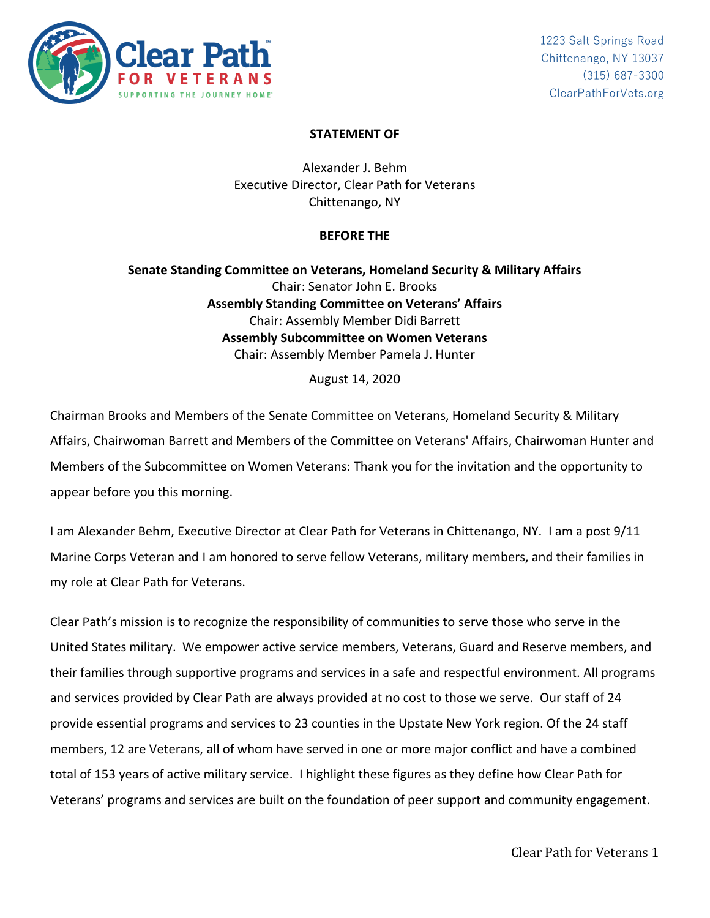1223 Salt Springs Road
Chittenango, NY 13037
(315) 687-3300
ClearPathForVets.org

**STATEMENT OF**

Alexander J. Behm
Executive Director, Clear Path for Veterans
Chittenango, NY

**BEFORE THE**

**Senate Standing Committee on Veterans, Homeland Security & Military Affairs**
Chair: Senator John E. Brooks
**Assembly Standing Committee on Veterans' Affairs**
Chair: Assembly Member Didi Barrett
**Assembly Subcommittee on Women Veterans**
Chair: Assembly Member Pamela J. Hunter

August 14, 2020

Chairman Brooks and Members of the Senate Committee on Veterans, Homeland Security & Military Affairs, Chairwoman Barrett and Members of the Committee on Veterans' Affairs, Chairwoman Hunter and Members of the Subcommittee on Women Veterans: Thank you for the invitation and the opportunity to appear before you this morning.

I am Alexander Behm, Executive Director at Clear Path for Veterans in Chittenango, NY. I am a post 9/11 Marine Corps Veteran and I am honored to serve fellow Veterans, military members, and their families in my role at Clear Path for Veterans.

Clear Path's mission is to recognize the responsibility of communities to serve those who serve in the United States military. We empower active service members, Veterans, Guard and Reserve members, and their families through supportive programs and services in a safe and respectful environment. All programs and services provided by Clear Path are always provided at no cost to those we serve. Our staff of 24 provide essential programs and services to 23 counties in the Upstate New York region. Of the 24 staff members, 12 are Veterans, all of whom have served in one or more major conflict and have a combined total of 153 years of active military service. I highlight these figures as they define how Clear Path for Veterans' programs and services are built on the foundation of peer support and community engagement.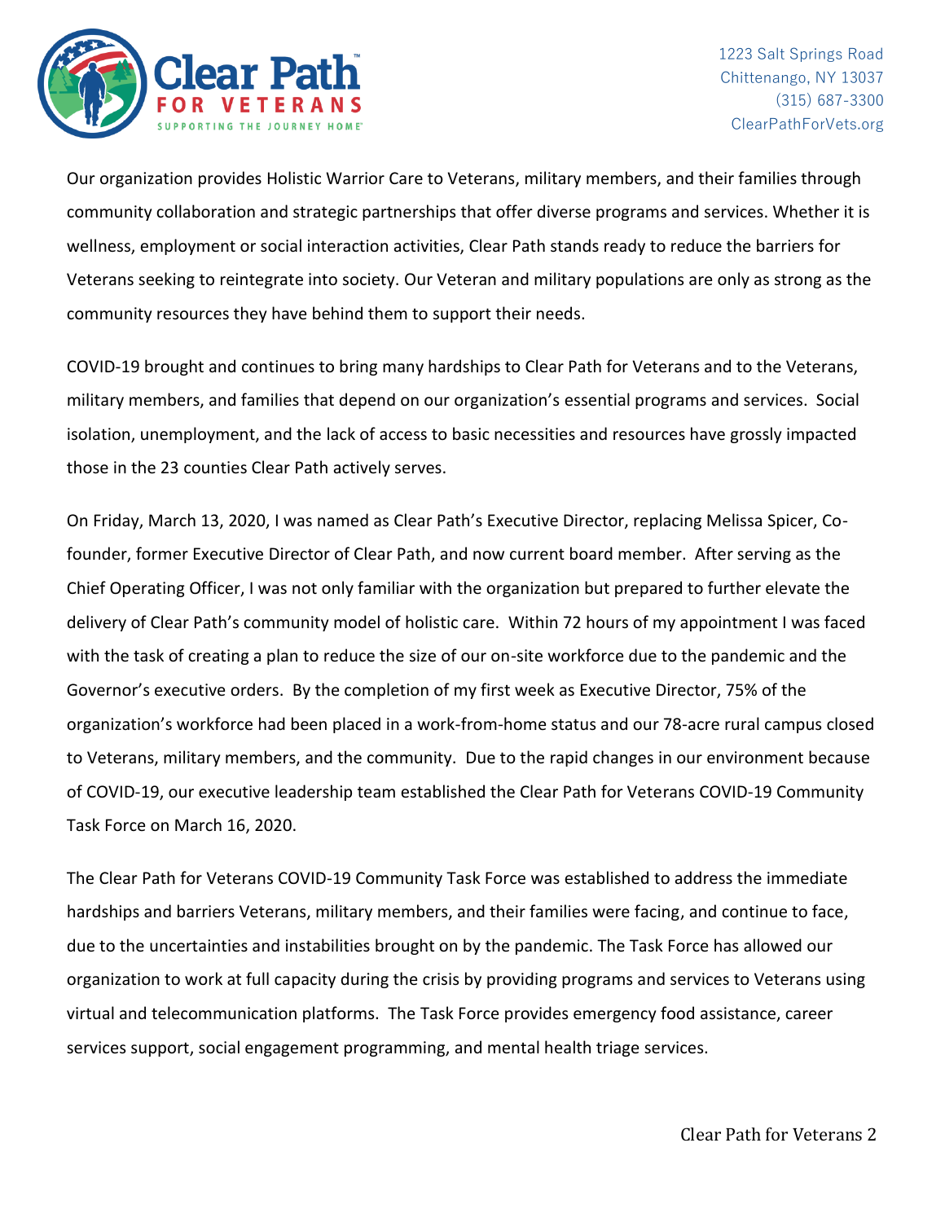Our organization provides Holistic Warrior Care to Veterans, military members, and their families through community collaboration and strategic partnerships that offer diverse programs and services. Whether it is wellness, employment or social interaction activities, Clear Path stands ready to reduce the barriers for Veterans seeking to reintegrate into society. Our Veteran and military populations are only as strong as the community resources they have behind them to support their needs.

COVID-19 brought and continues to bring many hardships to Clear Path for Veterans and to the Veterans, military members, and families that depend on our organization's essential programs and services. Social isolation, unemployment, and the lack of access to basic necessities and resources have grossly impacted those in the 23 counties Clear Path actively serves.

On Friday, March 13, 2020, I was named as Clear Path's Executive Director, replacing Melissa Spicer, Co-founder, former Executive Director of Clear Path, and now current board member. After serving as the Chief Operating Officer, I was not only familiar with the organization but prepared to further elevate the delivery of Clear Path's community model of holistic care. Within 72 hours of my appointment I was faced with the task of creating a plan to reduce the size of our on-site workforce due to the pandemic and the Governor's executive orders. By the completion of my first week as Executive Director, 75% of the organization's workforce had been placed in a work-from-home status and our 78-acre rural campus closed to Veterans, military members, and the community. Due to the rapid changes in our environment because of COVID-19, our executive leadership team established the Clear Path for Veterans COVID-19 Community Task Force on March 16, 2020.

The Clear Path for Veterans COVID-19 Community Task Force was established to address the immediate hardships and barriers Veterans, military members, and their families were facing, and continue to face, due to the uncertainties and instabilities brought on by the pandemic. The Task Force has allowed our organization to work at full capacity during the crisis by providing programs and services to Veterans using virtual and telecommunication platforms. The Task Force provides emergency food assistance, career services support, social engagement programming, and mental health triage services.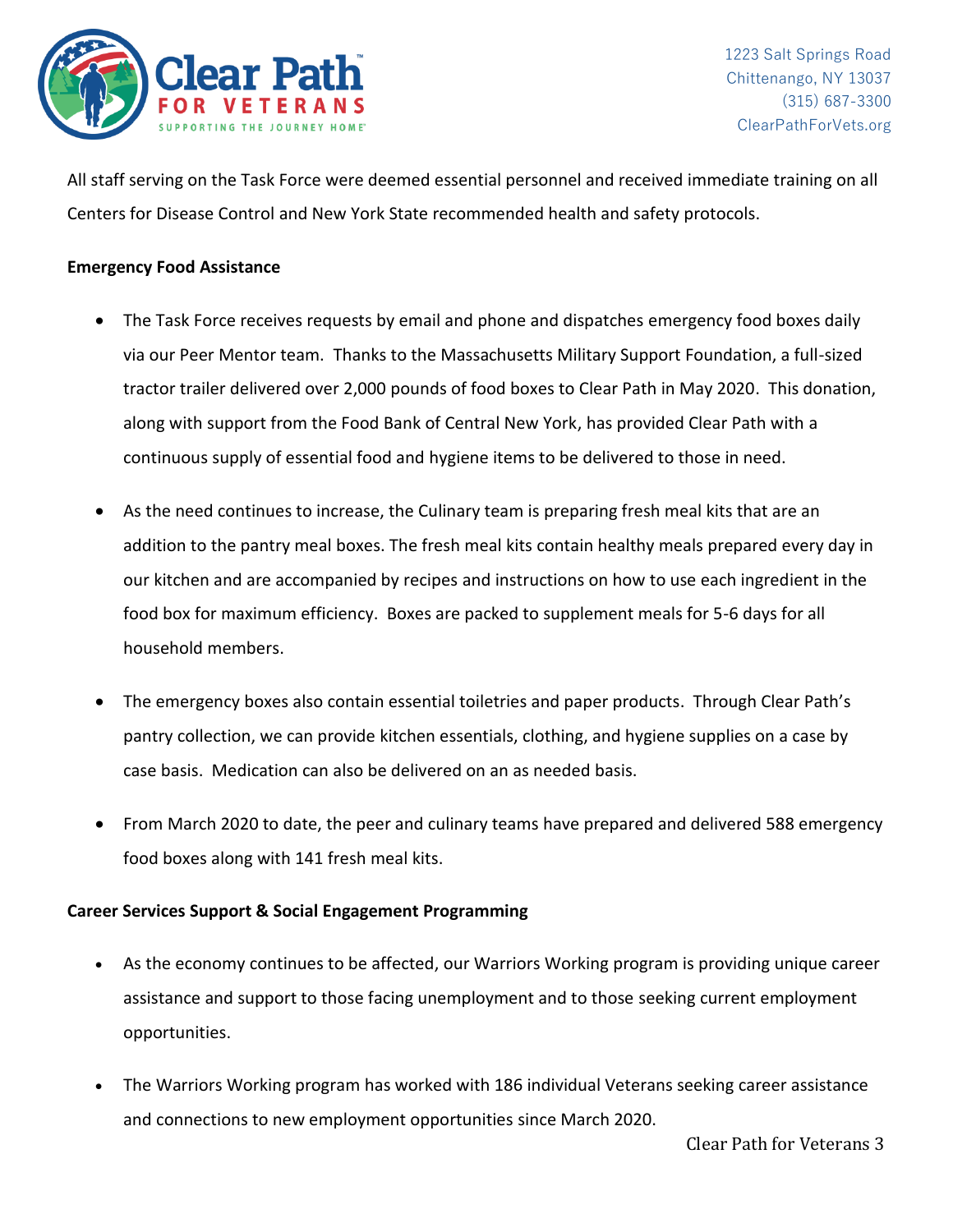All staff serving on the Task Force were deemed essential personnel and received immediate training on all Centers for Disease Control and New York State recommended health and safety protocols.

**Emergency Food Assistance**

- The Task Force receives requests by email and phone and dispatches emergency food boxes daily via our Peer Mentor team. Thanks to the Massachusetts Military Support Foundation, a full-sized tractor trailer delivered over 2,000 pounds of food boxes to Clear Path in May 2020. This donation, along with support from the Food Bank of Central New York, has provided Clear Path with a continuous supply of essential food and hygiene items to be delivered to those in need.

- As the need continues to increase, the Culinary team is preparing fresh meal kits that are an addition to the pantry meal boxes. The fresh meal kits contain healthy meals prepared every day in our kitchen and are accompanied by recipes and instructions on how to use each ingredient in the food box for maximum efficiency. Boxes are packed to supplement meals for 5-6 days for all household members.

- The emergency boxes also contain essential toiletries and paper products. Through Clear Path's pantry collection, we can provide kitchen essentials, clothing, and hygiene supplies on a case by case basis. Medication can also be delivered on an as needed basis.

- From March 2020 to date, the peer and culinary teams have prepared and delivered 588 emergency food boxes along with 141 fresh meal kits.

**Career Services Support & Social Engagement Programming**

- As the economy continues to be affected, our Warriors Working program is providing unique career assistance and support to those facing unemployment and to those seeking current employment opportunities.

- The Warriors Working program has worked with 186 individual Veterans seeking career assistance and connections to new employment opportunities since March 2020.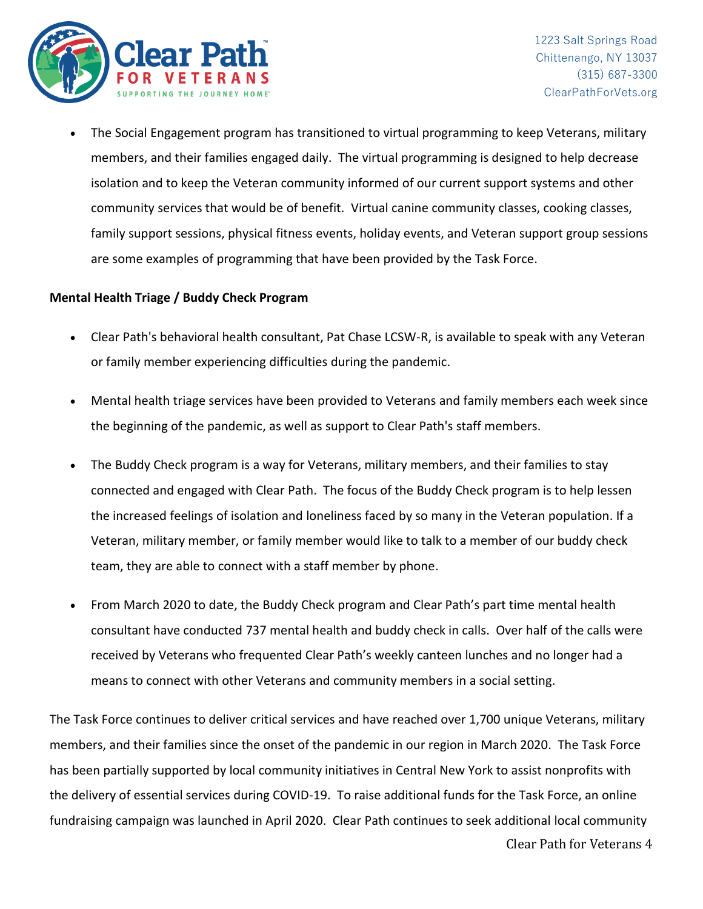- The Social Engagement program has transitioned to virtual programming to keep Veterans, military members, and their families engaged daily. The virtual programming is designed to help decrease isolation and to keep the Veteran community informed of our current support systems and other community services that would be of benefit. Virtual canine community classes, cooking classes, family support sessions, physical fitness events, holiday events, and Veteran support group sessions are some examples of programming that have been provided by the Task Force.

**Mental Health Triage / Buddy Check Program**

- Clear Path's behavioral health consultant, Pat Chase LCSW-R, is available to speak with any Veteran or family member experiencing difficulties during the pandemic.

- Mental health triage services have been provided to Veterans and family members each week since the beginning of the pandemic, as well as support to Clear Path's staff members.

- The Buddy Check program is a way for Veterans, military members, and their families to stay connected and engaged with Clear Path. The focus of the Buddy Check program is to help lessen the increased feelings of isolation and loneliness faced by so many in the Veteran population. If a Veteran, military member, or family member would like to talk to a member of our buddy check team, they are able to connect with a staff member by phone.

- From March 2020 to date, the Buddy Check program and Clear Path's part time mental health consultant have conducted 737 mental health and buddy check in calls. Over half of the calls were received by Veterans who frequented Clear Path's weekly canteen lunches and no longer had a means to connect with other Veterans and community members in a social setting.

The Task Force continues to deliver critical services and have reached over 1,700 unique Veterans, military members, and their families since the onset of the pandemic in our region in March 2020. The Task Force has been partially supported by local community initiatives in Central New York to assist nonprofits with the delivery of essential services during COVID-19. To raise additional funds for the Task Force, an online fundraising campaign was launched in April 2020. Clear Path continues to seek additional local community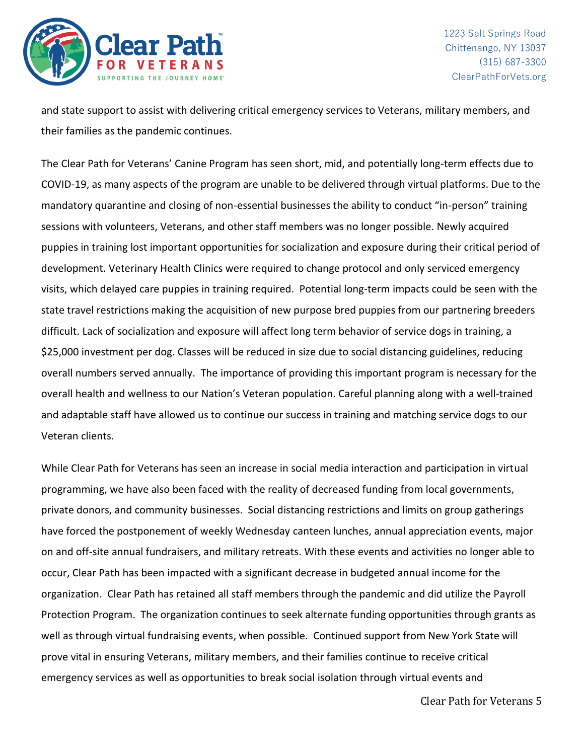and state support to assist with delivering critical emergency services to Veterans, military members, and their families as the pandemic continues.

The Clear Path for Veterans' Canine Program has seen short, mid, and potentially long-term effects due to COVID-19, as many aspects of the program are unable to be delivered through virtual platforms. Due to the mandatory quarantine and closing of non-essential businesses the ability to conduct "in-person" training sessions with volunteers, Veterans, and other staff members was no longer possible. Newly acquired puppies in training lost important opportunities for socialization and exposure during their critical period of development. Veterinary Health Clinics were required to change protocol and only serviced emergency visits, which delayed care puppies in training required. Potential long-term impacts could be seen with the state travel restrictions making the acquisition of new purpose bred puppies from our partnering breeders difficult. Lack of socialization and exposure will affect long term behavior of service dogs in training, a $25,000 investment per dog. Classes will be reduced in size due to social distancing guidelines, reducing overall numbers served annually. The importance of providing this important program is necessary for the overall health and wellness to our Nation's Veteran population. Careful planning along with a well-trained and adaptable staff have allowed us to continue our success in training and matching service dogs to our Veteran clients.

While Clear Path for Veterans has seen an increase in social media interaction and participation in virtual programming, we have also been faced with the reality of decreased funding from local governments, private donors, and community businesses. Social distancing restrictions and limits on group gatherings have forced the postponement of weekly Wednesday canteen lunches, annual appreciation events, major on and off-site annual fundraisers, and military retreats. With these events and activities no longer able to occur, Clear Path has been impacted with a significant decrease in budgeted annual income for the organization. Clear Path has retained all staff members through the pandemic and did utilize the Payroll Protection Program. The organization continues to seek alternate funding opportunities through grants as well as through virtual fundraising events, when possible. Continued support from New York State will prove vital in ensuring Veterans, military members, and their families continue to receive critical emergency services as well as opportunities to break social isolation through virtual events and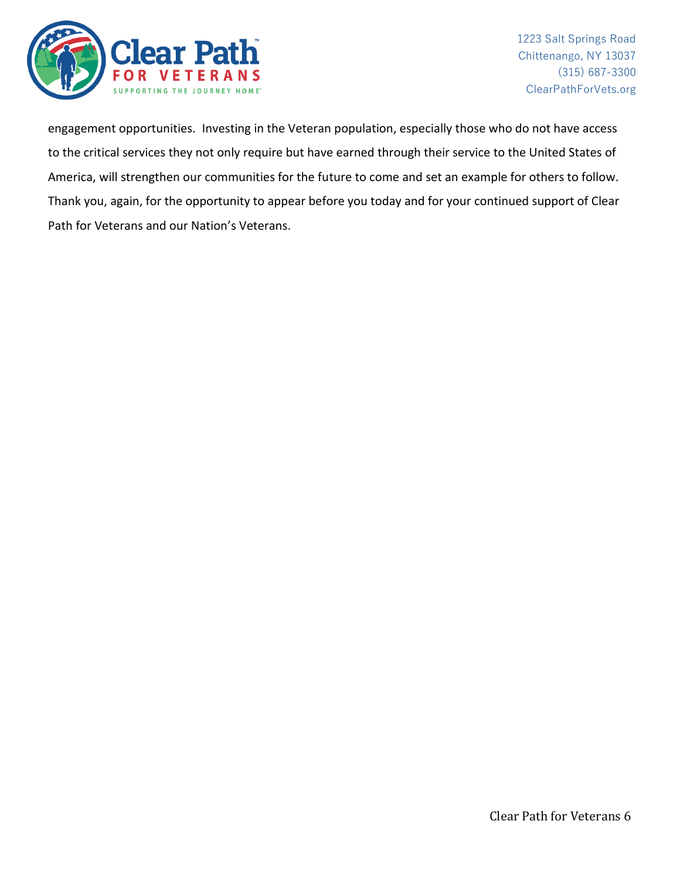engagement opportunities.  Investing in the Veteran population, especially those who do not have access to the critical services they not only require but have earned through their service to the United States of America, will strengthen our communities for the future to come and set an example for others to follow. Thank you, again, for the opportunity to appear before you today and for your continued support of Clear Path for Veterans and our Nation's Veterans.